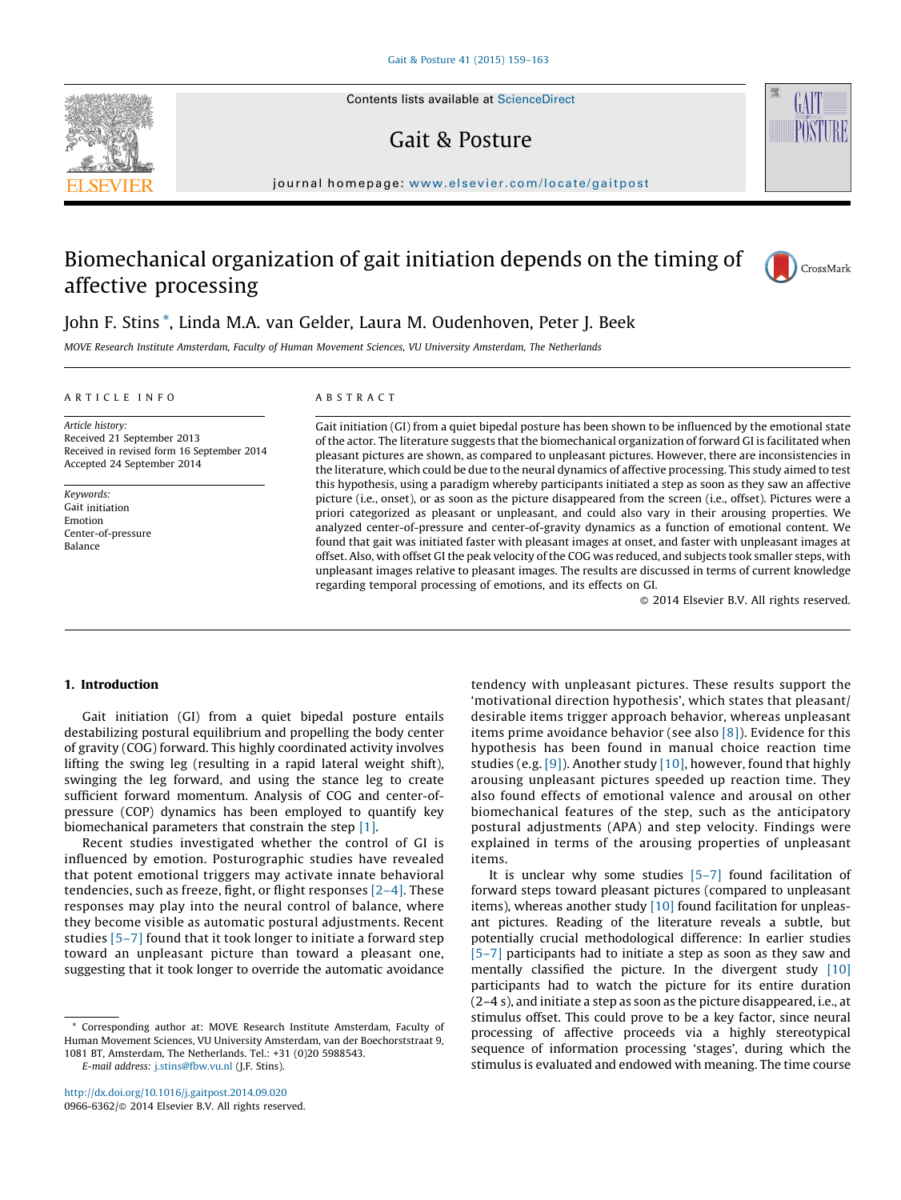# Biomechanical organization of gait initiation depends on the timing of affective processing

John F. Stins *, Linda M.A. van Gelder, Laura M. Oudenhoven, Peter J. Beek

*MOVE Research Institute Amsterdam, Faculty of Human Movement Sciences, VU University Amsterdam, The Netherlands*

## ARTICLE INFO

*Article history:*
Received 21 September 2013
Received in revised form 16 September 2014
Accepted 24 September 2014

*Keywords:*
Gait initiation
Emotion
Center-of-pressure
Balance

## ABSTRACT

Gait initiation (GI) from a quiet bipedal posture has been shown to be influenced by the emotional state of the actor. The literature suggests that the biomechanical organization of forward GI is facilitated when pleasant pictures are shown, as compared to unpleasant pictures. However, there are inconsistencies in the literature, which could be due to the neural dynamics of affective processing. This study aimed to test this hypothesis, using a paradigm whereby participants initiated a step as soon as they saw an affective picture (i.e., onset), or as soon as the picture disappeared from the screen (i.e., offset). Pictures were a priori categorized as pleasant or unpleasant, and could also vary in their arousing properties. We analyzed center-of-pressure and center-of-gravity dynamics as a function of emotional content. We found that gait was initiated faster with pleasant images at onset, and faster with unpleasant images at offset. Also, with offset GI the peak velocity of the COG was reduced, and subjects took smaller steps, with unpleasant images relative to pleasant images. The results are discussed in terms of current knowledge regarding temporal processing of emotions, and its effects on GI.

© 2014 Elsevier B.V. All rights reserved.

## 1. Introduction

Gait initiation (GI) from a quiet bipedal posture entails destabilizing postural equilibrium and propelling the body center of gravity (COG) forward. This highly coordinated activity involves lifting the swing leg (resulting in a rapid lateral weight shift), swinging the leg forward, and using the stance leg to create sufficient forward momentum. Analysis of COG and center-of-pressure (COP) dynamics has been employed to quantify key biomechanical parameters that constrain the step [1].

Recent studies investigated whether the control of GI is influenced by emotion. Posturographic studies have revealed that potent emotional triggers may activate innate behavioral tendencies, such as freeze, fight, or flight responses [2–4]. These responses may play into the neural control of balance, where they become visible as automatic postural adjustments. Recent studies [5–7] found that it took longer to initiate a forward step toward an unpleasant picture than toward a pleasant one, suggesting that it took longer to override the automatic avoidance tendency with unpleasant pictures. These results support the 'motivational direction hypothesis', which states that pleasant/desirable items trigger approach behavior, whereas unpleasant items prime avoidance behavior (see also [8]). Evidence for this hypothesis has been found in manual choice reaction time studies (e.g. [9]). Another study [10], however, found that highly arousing unpleasant pictures speeded up reaction time. They also found effects of emotional valence and arousal on other biomechanical features of the step, such as the anticipatory postural adjustments (APA) and step velocity. Findings were explained in terms of the arousing properties of unpleasant items.

It is unclear why some studies [5–7] found facilitation of forward steps toward pleasant pictures (compared to unpleasant items), whereas another study [10] found facilitation for unpleasant pictures. Reading of the literature reveals a subtle, but potentially crucial methodological difference: In earlier studies [5–7] participants had to initiate a step as soon as they saw and mentally classified the picture. In the divergent study [10] participants had to watch the picture for its entire duration (2–4 s), and initiate a step as soon as the picture disappeared, i.e., at stimulus offset. This could prove to be a key factor, since neural processing of affective proceeds via a highly stereotypical sequence of information processing 'stages', during which the stimulus is evaluated and endowed with meaning. The time course

\* Corresponding author at: MOVE Research Institute Amsterdam, Faculty of Human Movement Sciences, VU University Amsterdam, van der Boechorststraat 9, 1081 BT, Amsterdam, The Netherlands. Tel.: +31 (0)20 5988543.
E-mail address: j.stins@fbw.vu.nl (J.F. Stins).

http://dx.doi.org/10.1016/j.gaitpost.2014.09.020
0966-6362/© 2014 Elsevier B.V. All rights reserved.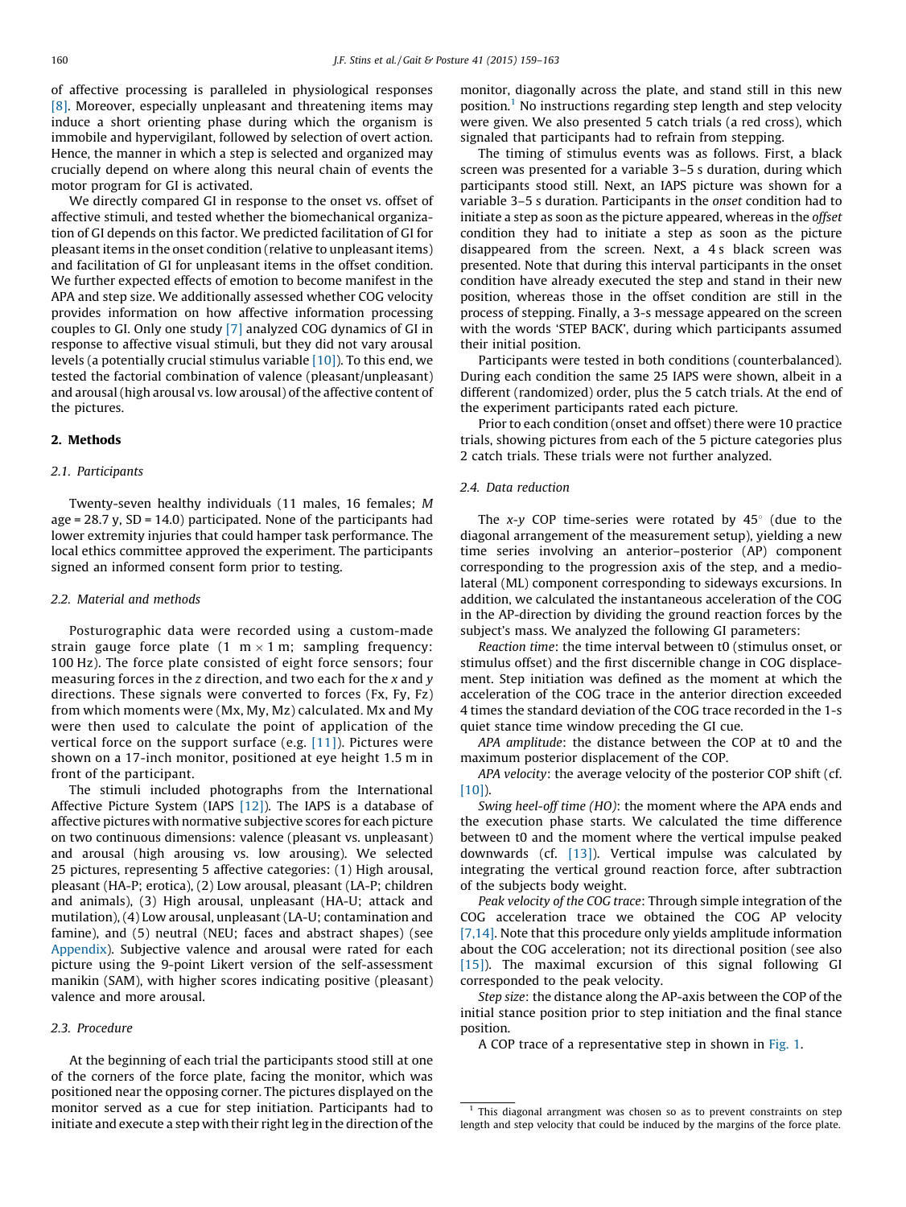of affective processing is paralleled in physiological responses [8]. Moreover, especially unpleasant and threatening items may induce a short orienting phase during which the organism is immobile and hypervigilant, followed by selection of overt action. Hence, the manner in which a step is selected and organized may crucially depend on where along this neural chain of events the motor program for GI is activated.

We directly compared GI in response to the onset vs. offset of affective stimuli, and tested whether the biomechanical organization of GI depends on this factor. We predicted facilitation of GI for pleasant items in the onset condition (relative to unpleasant items) and facilitation of GI for unpleasant items in the offset condition. We further expected effects of emotion to become manifest in the APA and step size. We additionally assessed whether COG velocity provides information on how affective information processing couples to GI. Only one study [7] analyzed COG dynamics of GI in response to affective visual stimuli, but they did not vary arousal levels (a potentially crucial stimulus variable [10]). To this end, we tested the factorial combination of valence (pleasant/unpleasant) and arousal (high arousal vs. low arousal) of the affective content of the pictures.

## 2. Methods

### 2.1. Participants

Twenty-seven healthy individuals (11 males, 16 females; *M* age = 28.7 y, SD = 14.0) participated. None of the participants had lower extremity injuries that could hamper task performance. The local ethics committee approved the experiment. The participants signed an informed consent form prior to testing.

### 2.2. Material and methods

Posturographic data were recorded using a custom-made strain gauge force plate (1 m $\times$ 1 m; sampling frequency: 100 Hz). The force plate consisted of eight force sensors; four measuring forces in the *z* direction, and two each for the *x* and *y* directions. These signals were converted to forces (Fx, Fy, Fz) from which moments were (Mx, My, Mz) calculated. Mx and My were then used to calculate the point of application of the vertical force on the support surface (e.g. [11]). Pictures were shown on a 17-inch monitor, positioned at eye height 1.5 m in front of the participant.

The stimuli included photographs from the International Affective Picture System (IAPS [12]). The IAPS is a database of affective pictures with normative subjective scores for each picture on two continuous dimensions: valence (pleasant vs. unpleasant) and arousal (high arousing vs. low arousing). We selected 25 pictures, representing 5 affective categories: (1) High arousal, pleasant (HA-P; erotica), (2) Low arousal, pleasant (LA-P; children and animals), (3) High arousal, unpleasant (HA-U; attack and mutilation), (4) Low arousal, unpleasant (LA-U; contamination and famine), and (5) neutral (NEU; faces and abstract shapes) (see Appendix). Subjective valence and arousal were rated for each picture using the 9-point Likert version of the self-assessment manikin (SAM), with higher scores indicating positive (pleasant) valence and more arousal.

### 2.3. Procedure

At the beginning of each trial the participants stood still at one of the corners of the force plate, facing the monitor, which was positioned near the opposing corner. The pictures displayed on the monitor served as a cue for step initiation. Participants had to initiate and execute a step with their right leg in the direction of the monitor, diagonally across the plate, and stand still in this new position.[1] No instructions regarding step length and step velocity were given. We also presented 5 catch trials (a red cross), which signaled that participants had to refrain from stepping.

The timing of stimulus events was as follows. First, a black screen was presented for a variable 3–5 s duration, during which participants stood still. Next, an IAPS picture was shown for a variable 3–5 s duration. Participants in the *onset* condition had to initiate a step as soon as the picture appeared, whereas in the *offset* condition they had to initiate a step as soon as the picture disappeared from the screen. Next, a 4 s black screen was presented. Note that during this interval participants in the onset condition have already executed the step and stand in their new position, whereas those in the offset condition are still in the process of stepping. Finally, a 3-s message appeared on the screen with the words 'STEP BACK', during which participants assumed their initial position.

Participants were tested in both conditions (counterbalanced). During each condition the same 25 IAPS were shown, albeit in a different (randomized) order, plus the 5 catch trials. At the end of the experiment participants rated each picture.

Prior to each condition (onset and offset) there were 10 practice trials, showing pictures from each of the 5 picture categories plus 2 catch trials. These trials were not further analyzed.

### 2.4. Data reduction

The *x-y* COP time-series were rotated by 45° (due to the diagonal arrangement of the measurement setup), yielding a new time series involving an anterior–posterior (AP) component corresponding to the progression axis of the step, and a medio-lateral (ML) component corresponding to sideways excursions. In addition, we calculated the instantaneous acceleration of the COG in the AP-direction by dividing the ground reaction forces by the subject's mass. We analyzed the following GI parameters:

*Reaction time*: the time interval between t0 (stimulus onset, or stimulus offset) and the first discernible change in COG displacement. Step initiation was defined as the moment at which the acceleration of the COG trace in the anterior direction exceeded 4 times the standard deviation of the COG trace recorded in the 1-s quiet stance time window preceding the GI cue.

*APA amplitude*: the distance between the COP at t0 and the maximum posterior displacement of the COP.

*APA velocity*: the average velocity of the posterior COP shift (cf. [10]).

*Swing heel-off time (HO)*: the moment where the APA ends and the execution phase starts. We calculated the time difference between t0 and the moment where the vertical impulse peaked downwards (cf. [13]). Vertical impulse was calculated by integrating the vertical ground reaction force, after subtraction of the subjects body weight.

*Peak velocity of the COG trace*: Through simple integration of the COG acceleration trace we obtained the COG AP velocity [7,14]. Note that this procedure only yields amplitude information about the COG acceleration; not its directional position (see also [15]). The maximal excursion of this signal following GI corresponded to the peak velocity.

*Step size*: the distance along the AP-axis between the COP of the initial stance position prior to step initiation and the final stance position.

A COP trace of a representative step in shown in Fig. 1.

[1] This diagonal arrangment was chosen so as to prevent constraints on step length and step velocity that could be induced by the margins of the force plate.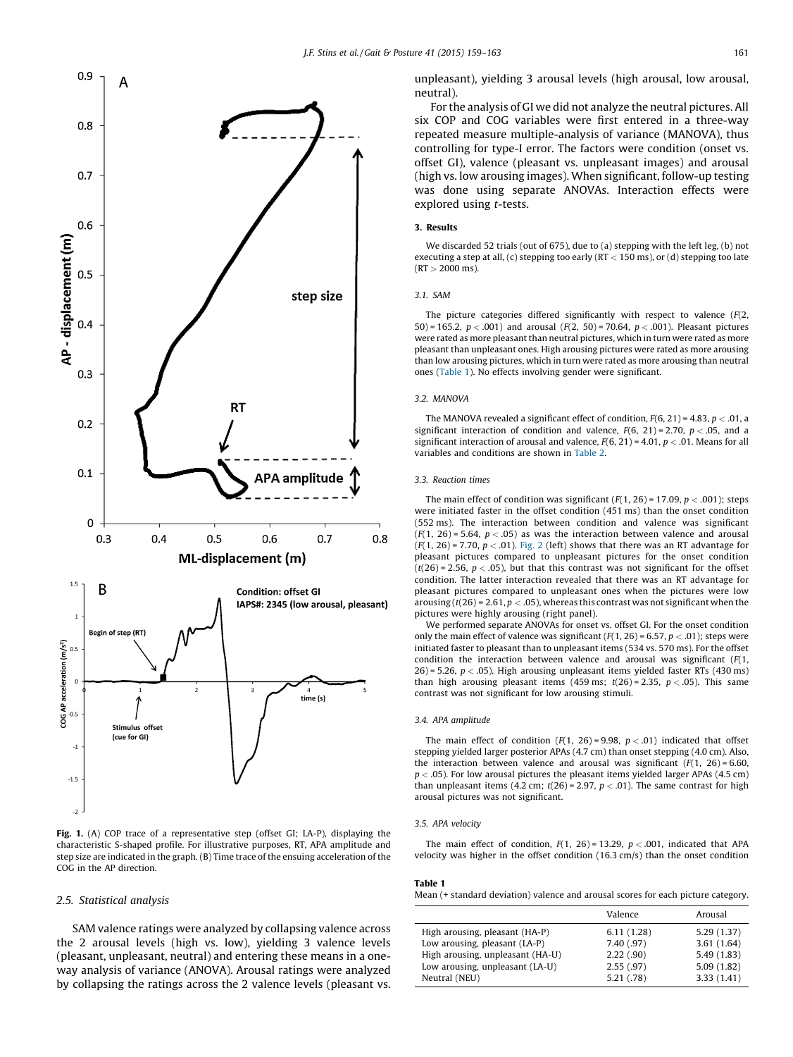Fig. 1. (A) COP trace of a representative step (offset GI; LA-P), displaying the characteristic S-shaped profile. For illustrative purposes, RT, APA amplitude and step size are indicated in the graph. (B) Time trace of the ensuing acceleration of the COG in the AP direction.

### 2.5. Statistical analysis

SAM valence ratings were analyzed by collapsing valence across the 2 arousal levels (high vs. low), yielding 3 valence levels (pleasant, unpleasant, neutral) and entering these means in a one-way analysis of variance (ANOVA). Arousal ratings were analyzed by collapsing the ratings across the 2 valence levels (pleasant vs. unpleasant), yielding 3 arousal levels (high arousal, low arousal, neutral).

For the analysis of GI we did not analyze the neutral pictures. All six COP and COG variables were first entered in a three-way repeated measure multiple-analysis of variance (MANOVA), thus controlling for type-I error. The factors were condition (onset vs. offset GI), valence (pleasant vs. unpleasant images) and arousal (high vs. low arousing images). When significant, follow-up testing was done using separate ANOVAs. Interaction effects were explored using *t*-tests.

## 3. Results

We discarded 52 trials (out of 675), due to (a) stepping with the left leg, (b) not executing a step at all, (c) stepping too early (RT $<$ 150 ms), or (d) stepping too late (RT $>$ 2000 ms).

### 3.1. SAM

The picture categories differed significantly with respect to valence ($F(2, 50) = 165.2$, $p < .001$) and arousal ($F(2, 50) = 70.64$, $p < .001$). Pleasant pictures were rated as more pleasant than neutral pictures, which in turn were rated as more pleasant than unpleasant ones. High arousing pictures were rated as more arousing than low arousing pictures, which in turn were rated as more arousing than neutral ones (Table 1). No effects involving gender were significant.

### 3.2. MANOVA

The MANOVA revealed a significant effect of condition, $F(6, 21) = 4.83$, $p < .01$, a significant interaction of condition and valence, $F(6, 21) = 2.70$, $p < .05$, and a significant interaction of arousal and valence, $F(6, 21) = 4.01$, $p < .01$. Means for all variables and conditions are shown in Table 2.

### 3.3. Reaction times

The main effect of condition was significant ($F(1, 26) = 17.09$, $p < .001$); steps were initiated faster in the offset condition (451 ms) than the onset condition (552 ms). The interaction between condition and valence was significant ($F(1, 26) = 5.64$, $p < .05$) as was the interaction between valence and arousal ($F(1, 26) = 7.70$, $p < .01$). Fig. 2 (left) shows that there was an RT advantage for pleasant pictures compared to unpleasant pictures for the onset condition ($t(26) = 2.56$, $p < .05$), but that this contrast was not significant for the offset condition. The latter interaction revealed that there was an RT advantage for pleasant pictures compared to unpleasant ones when the pictures were low arousing ($t(26) = 2.61$, $p < .05$), whereas this contrast was not significant when the pictures were highly arousing (right panel).

We performed separate ANOVAs for onset vs. offset GI. For the onset condition only the main effect of valence was significant ($F(1, 26) = 6.57$, $p < .01$); steps were initiated faster to pleasant than to unpleasant items (534 vs. 570 ms). For the offset condition the interaction between valence and arousal was significant ($F(1, 26) = 5.26$, $p < .05$). High arousing unpleasant items yielded faster RTs (430 ms) than high arousing pleasant items (459 ms; $t(26) = 2.35$, $p < .05$). This same contrast was not significant for low arousing stimuli.

### 3.4. APA amplitude

The main effect of condition ($F(1, 26) = 9.98$, $p < .01$) indicated that offset stepping yielded larger posterior APAs (4.7 cm) than onset stepping (4.0 cm). Also, the interaction between valence and arousal was significant ($F(1, 26) = 6.60$, $p < .05$). For low arousal pictures the pleasant items yielded larger APAs (4.5 cm) than unpleasant items (4.2 cm; $t(26) = 2.97$, $p < .01$). The same contrast for high arousal pictures was not significant.

### 3.5. APA velocity

The main effect of condition, $F(1, 26) = 13.29$, $p < .001$, indicated that APA velocity was higher in the offset condition (16.3 cm/s) than the onset condition

**Table 1**
Mean (+ standard deviation) valence and arousal scores for each picture category.

| | Valence | Arousal |
|---|---|---|
| High arousing, pleasant (HA-P) | 6.11 (1.28) | 5.29 (1.37) |
| Low arousing, pleasant (LA-P) | 7.40 (.97) | 3.61 (1.64) |
| High arousing, unpleasant (HA-U) | 2.22 (.90) | 5.49 (1.83) |
| Low arousing, unpleasant (LA-U) | 2.55 (.97) | 5.09 (1.82) |
| Neutral (NEU) | 5.21 (.78) | 3.33 (1.41) |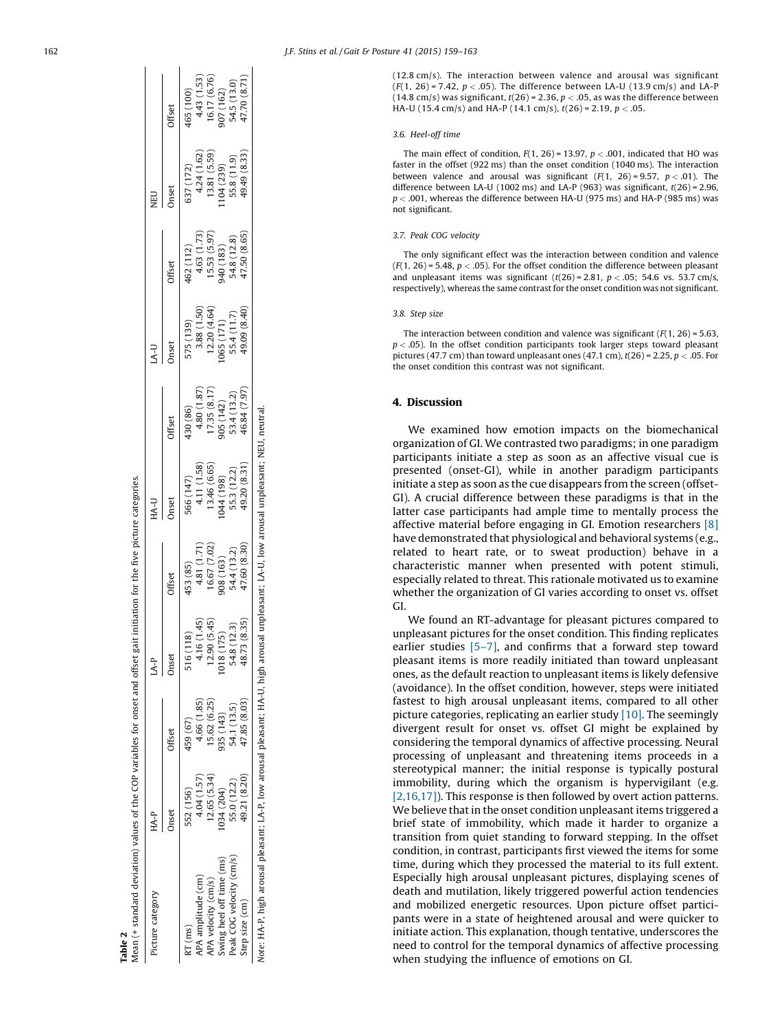**Table 2**

Mean (+ standard deviation) values of the COP variables for onset and offset gait initiation for the five picture categories.

| Picture category | HA-P | | LA-P | | HA-U | | LA-U | | NEU | |
|---|---|---|---|---|---|---|---|---|---|---|
| | Onset | Offset | Onset | Offset | Onset | Offset | Onset | Offset | Onset | Offset |
| RT (ms) | 552 (156) | 459 (67) | 516 (118) | 453 (85) | 566 (147) | 430 (86) | 575 (139) | 462 (112) | 637 (172) | 465 (100) |
| APA amplitude (cm) | 4.04 (1.57) | 4.66 (1.85) | 4.16 (1.45) | 4.81 (1.71) | 4.11 (1.58) | 4.80 (1.87) | 3.88 (1.50) | 4.63 (1.73) | 4.24 (1.62) | 4.43 (1.53) |
| APA velocity (cm/s) | 12.65 (5.34) | 15.62 (6.25) | 12.90 (5.45) | 16.67 (7.02) | 13.46 (6.65) | 17.35 (8.17) | 12.20 (4.64) | 15.53 (5.97) | 13.81 (5.59) | 16.17 (6.76) |
| Swing heel off time (ms) | 1034 (204) | 935 (143) | 1018 (175) | 908 (163) | 1044 (198) | 905 (142) | 1065 (171) | 940 (183) | 1104 (239) | 907 (162) |
| Peak COG velocity (cm/s) | 55.0 (12.2) | 54.1 (13.5) | 54.8 (12.3) | 54.4 (13.2) | 55.3 (12.2) | 53.4 (13.2) | 55.4 (11.7) | 54.8 (12.8) | 55.8 (11.9) | 54.5 (13.0) |
| Step size (cm) | 49.21 (8.20) | 47.85 (8.03) | 48.73 (8.35) | 47.60 (8.30) | 49.20 (8.31) | 46.84 (7.97) | 49.09 (8.40) | 47.50 (8.65) | 49.49 (8.33) | 47.70 (8.71) |

*Note*: HA-P, high arousal pleasant; LA-P, low arousal pleasant; HA-U, high arousal unpleasant; LA-U, low arousal unpleasant; NEU, neutral.

(12.8 cm/s). The interaction between valence and arousal was significant ($F(1, 26) = 7.42$, $p < .05$). The difference between LA-U (13.9 cm/s) and LA-P (14.8 cm/s) was significant, $t(26) = 2.36$, $p < .05$, as was the difference between HA-U (15.4 cm/s) and HA-P (14.1 cm/s), $t(26) = 2.19$, $p < .05$.

### 3.6. Heel-off time

The main effect of condition, $F(1, 26) = 13.97$, $p < .001$, indicated that HO was faster in the offset (922 ms) than the onset condition (1040 ms). The interaction between valence and arousal was significant ($F(1, 26) = 9.57$, $p < .01$). The difference between LA-U (1002 ms) and LA-P (963) was significant, $t(26) = 2.96$, $p < .001$, whereas the difference between HA-U (975 ms) and HA-P (985 ms) was not significant.

### 3.7. Peak COG velocity

The only significant effect was the interaction between condition and valence ($F(1, 26) = 5.48$, $p < .05$). For the offset condition the difference between pleasant and unpleasant items was significant ($t(26) = 2.81$, $p < .05$; 54.6 vs. 53.7 cm/s, respectively), whereas the same contrast for the onset condition was not significant.

### 3.8. Step size

The interaction between condition and valence was significant ($F(1, 26) = 5.63$, $p < .05$). In the offset condition participants took larger steps toward pleasant pictures (47.7 cm) than toward unpleasant ones (47.1 cm), $t(26) = 2.25$, $p < .05$. For the onset condition this contrast was not significant.

## 4. Discussion

We examined how emotion impacts on the biomechanical organization of GI. We contrasted two paradigms; in one paradigm participants initiate a step as soon as an affective visual cue is presented (onset-GI), while in another paradigm participants initiate a step as soon as the cue disappears from the screen (offset-GI). A crucial difference between these paradigms is that in the latter case participants had ample time to mentally process the affective material before engaging in GI. Emotion researchers [8] have demonstrated that physiological and behavioral systems (e.g., related to heart rate, or to sweat production) behave in a characteristic manner when presented with potent stimuli, especially related to threat. This rationale motivated us to examine whether the organization of GI varies according to onset vs. offset GI.

We found an RT-advantage for pleasant pictures compared to unpleasant pictures for the onset condition. This finding replicates earlier studies [5–7], and confirms that a forward step toward pleasant items is more readily initiated than toward unpleasant ones, as the default reaction to unpleasant items is likely defensive (avoidance). In the offset condition, however, steps were initiated fastest to high arousal unpleasant items, compared to all other picture categories, replicating an earlier study [10]. The seemingly divergent result for onset vs. offset GI might be explained by considering the temporal dynamics of affective processing. Neural processing of unpleasant and threatening items proceeds in a stereotypical manner; the initial response is typically postural immobility, during which the organism is hypervigilant (e.g. [2,16,17]). This response is then followed by overt action patterns. We believe that in the onset condition unpleasant items triggered a brief state of immobility, which made it harder to organize a transition from quiet standing to forward stepping. In the offset condition, in contrast, participants first viewed the items for some time, during which they processed the material to its full extent. Especially high arousal unpleasant pictures, displaying scenes of death and mutilation, likely triggered powerful action tendencies and mobilized energetic resources. Upon picture offset participants were in a state of heightened arousal and were quicker to initiate action. This explanation, though tentative, underscores the need to control for the temporal dynamics of affective processing when studying the influence of emotions on GI.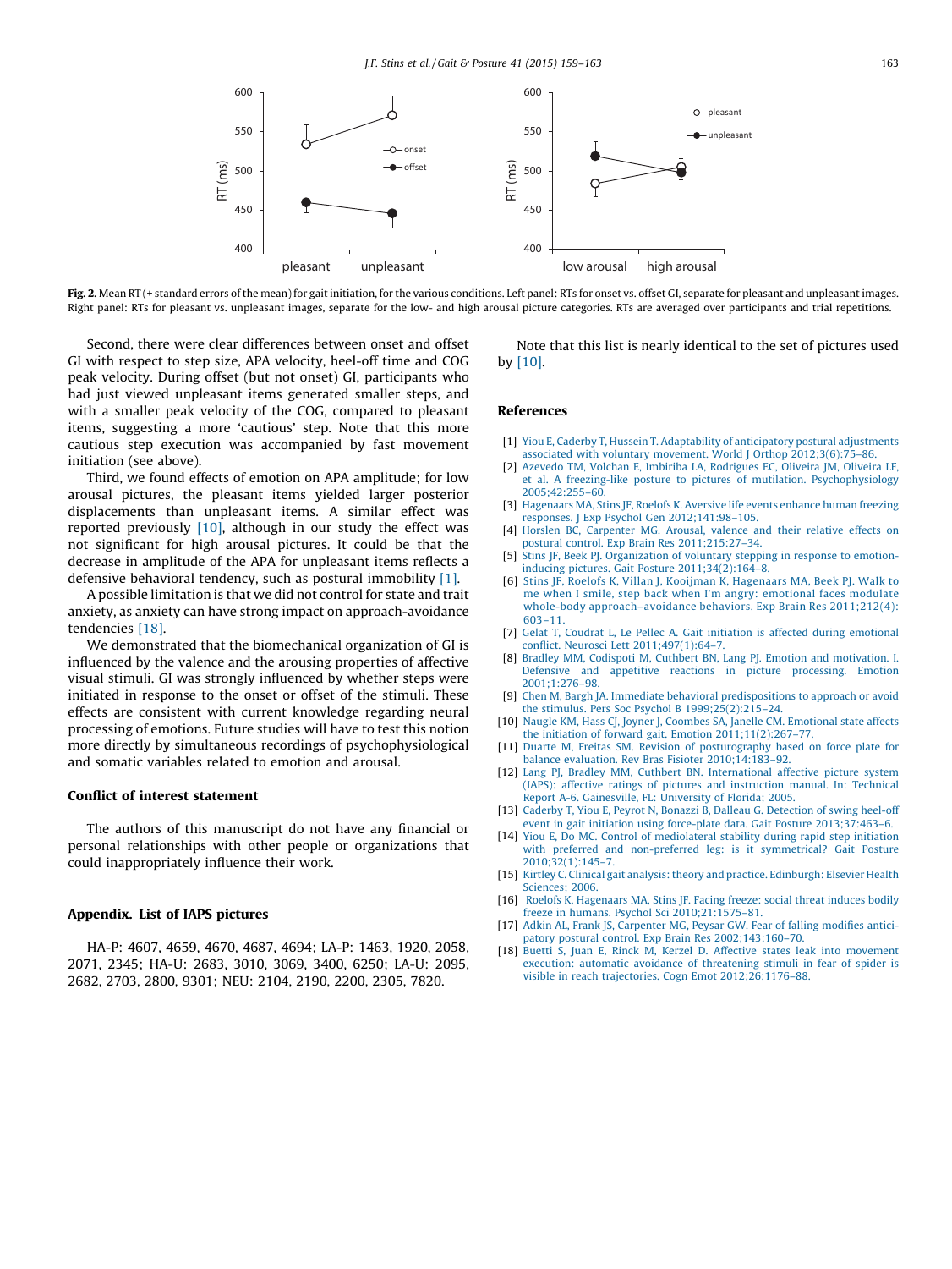600
550
500
450
400
RT (ms)
onset
offset
pleasant
unpleasant

600
550
500
450
400
RT (ms)
pleasant
unpleasant
low arousal
high arousal

**Fig. 2.** Mean RT (+ standard errors of the mean) for gait initiation, for the various conditions. Left panel: RTs for onset vs. offset GI, separate for pleasant and unpleasant images. Right panel: RTs for pleasant vs. unpleasant images, separate for the low- and high arousal picture categories. RTs are averaged over participants and trial repetitions.

Second, there were clear differences between onset and offset GI with respect to step size, APA velocity, heel-off time and COG peak velocity. During offset (but not onset) GI, participants who had just viewed unpleasant items generated smaller steps, and with a smaller peak velocity of the COG, compared to pleasant items, suggesting a more 'cautious' step. Note that this more cautious step execution was accompanied by fast movement initiation (see above).

Third, we found effects of emotion on APA amplitude; for low arousal pictures, the pleasant items yielded larger posterior displacements than unpleasant items. A similar effect was reported previously [10], although in our study the effect was not significant for high arousal pictures. It could be that the decrease in amplitude of the APA for unpleasant items reflects a defensive behavioral tendency, such as postural immobility [1].

A possible limitation is that we did not control for state and trait anxiety, as anxiety can have strong impact on approach-avoidance tendencies [18].

We demonstrated that the biomechanical organization of GI is influenced by the valence and the arousing properties of affective visual stimuli. GI was strongly influenced by whether steps were initiated in response to the onset or offset of the stimuli. These effects are consistent with current knowledge regarding neural processing of emotions. Future studies will have to test this notion more directly by simultaneous recordings of psychophysiological and somatic variables related to emotion and arousal.

### Conflict of interest statement

The authors of this manuscript do not have any financial or personal relationships with other people or organizations that could inappropriately influence their work.

### Appendix. List of IAPS pictures

HA-P: 4607, 4659, 4670, 4687, 4694; LA-P: 1463, 1920, 2058, 2071, 2345; HA-U: 2683, 3010, 3069, 3400, 6250; LA-U: 2095, 2682, 2703, 2800, 9301; NEU: 2104, 2190, 2200, 2305, 7820.

Note that this list is nearly identical to the set of pictures used by [10].

### References

[1] Yiou E, Caderby T, Hussein T. Adaptability of anticipatory postural adjustments associated with voluntary movement. World J Orthop 2012;3(6):75–86.

[2] Azevedo TM, Volchan E, Imbiriba LA, Rodrigues EC, Oliveira JM, Oliveira LF, et al. A freezing-like posture to pictures of mutilation. Psychophysiology 2005;42:255–60.

[3] Hagenaars MA, Stins JF, Roelofs K. Aversive life events enhance human freezing responses. J Exp Psychol Gen 2012;141:98–105.

[4] Horslen BC, Carpenter MG. Arousal, valence and their relative effects on postural control. Exp Brain Res 2011;215:27–34.

[5] Stins JF, Beek PJ. Organization of voluntary stepping in response to emotion-inducing pictures. Gait Posture 2011;34(2):164–8.

[6] Stins JF, Roelofs K, Villan J, Kooijman K, Hagenaars MA, Beek PJ. Walk to me when I smile, step back when I'm angry: emotional faces modulate whole-body approach–avoidance behaviors. Exp Brain Res 2011;212(4):603–11.

[7] Gelat T, Coudrat L, Le Pellec A. Gait initiation is affected during emotional conflict. Neurosci Lett 2011;497(1):64–7.

[8] Bradley MM, Codispoti M, Cuthbert BN, Lang PJ. Emotion and motivation. I. Defensive and appetitive reactions in picture processing. Emotion 2001;1:276–98.

[9] Chen M, Bargh JA. Immediate behavioral predispositions to approach or avoid the stimulus. Pers Soc Psychol B 1999;25(2):215–24.

[10] Naugle KM, Hass CJ, Joyner J, Coombes SA, Janelle CM. Emotional state affects the initiation of forward gait. Emotion 2011;11(2):267–77.

[11] Duarte M, Freitas SM. Revision of posturography based on force plate for balance evaluation. Rev Bras Fisioter 2010;14:183–92.

[12] Lang PJ, Bradley MM, Cuthbert BN. International affective picture system (IAPS): affective ratings of pictures and instruction manual. In: Technical Report A-6. Gainesville, FL: University of Florida; 2005.

[13] Caderby T, Yiou E, Peyrot N, Bonazzi B, Dalleau G. Detection of swing heel-off event in gait initiation using force-plate data. Gait Posture 2013;37:463–6.

[14] Yiou E, Do MC. Control of mediolateral stability during rapid step initiation with preferred and non-preferred leg: is it symmetrical? Gait Posture 2010;32(1):145–7.

[15] Kirtley C. Clinical gait analysis: theory and practice. Edinburgh: Elsevier Health Sciences; 2006.

[16] Roelofs K, Hagenaars MA, Stins JF. Facing freeze: social threat induces bodily freeze in humans. Psychol Sci 2010;21:1575–81.

[17] Adkin AL, Frank JS, Carpenter MG, Peysar GW. Fear of falling modifies anticipatory postural control. Exp Brain Res 2002;143:160–70.

[18] Buetti S, Juan E, Rinck M, Kerzel D. Affective states leak into movement execution: automatic avoidance of threatening stimuli in fear of spider is visible in reach trajectories. Cogn Emot 2012;26:1176–88.